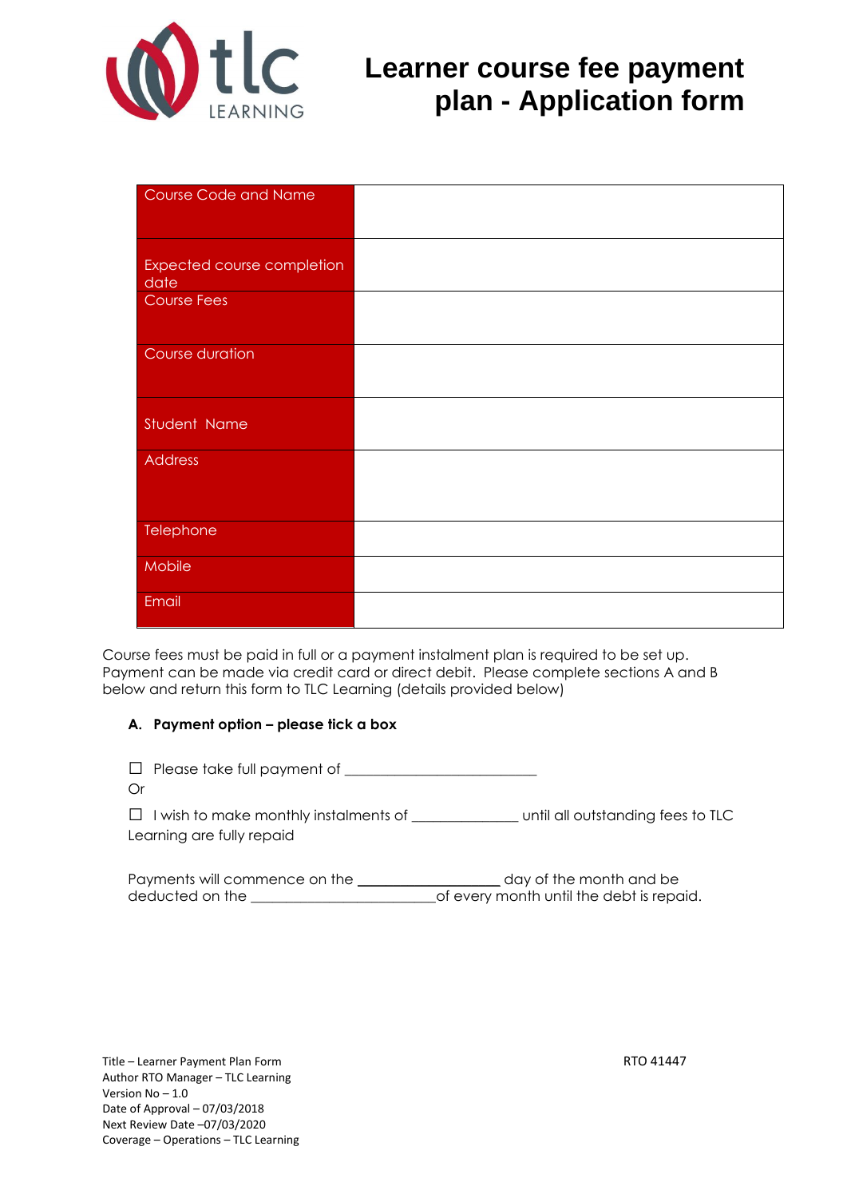# Learner course fee payment plan - Application form

| Course Code and Name | |
|---|---|
| Expected course completion date | |
| Course Fees | |
| Course duration | |
| Student Name | |
| Address | |
| Telephone | |
| Mobile | |
| Email | |

Course fees must be paid in full or a payment instalment plan is required to be set up. Payment can be made via credit card or direct debit. Please complete sections A and B below and return this form to TLC Learning (details provided below)

**A. Payment option – please tick a box**

☐ Please take full payment of ________________________

Or

☐ I wish to make monthly instalments of _____________ until all outstanding fees to TLC Learning are fully repaid

Payments will commence on the __________________ day of the month and be deducted on the _______________________of every month until the debt is repaid.

Title – Learner Payment Plan Form
Author RTO Manager – TLC Learning
Version No – 1.0
Date of Approval – 07/03/2018
Next Review Date –07/03/2020
Coverage – Operations – TLC Learning

RTO 41447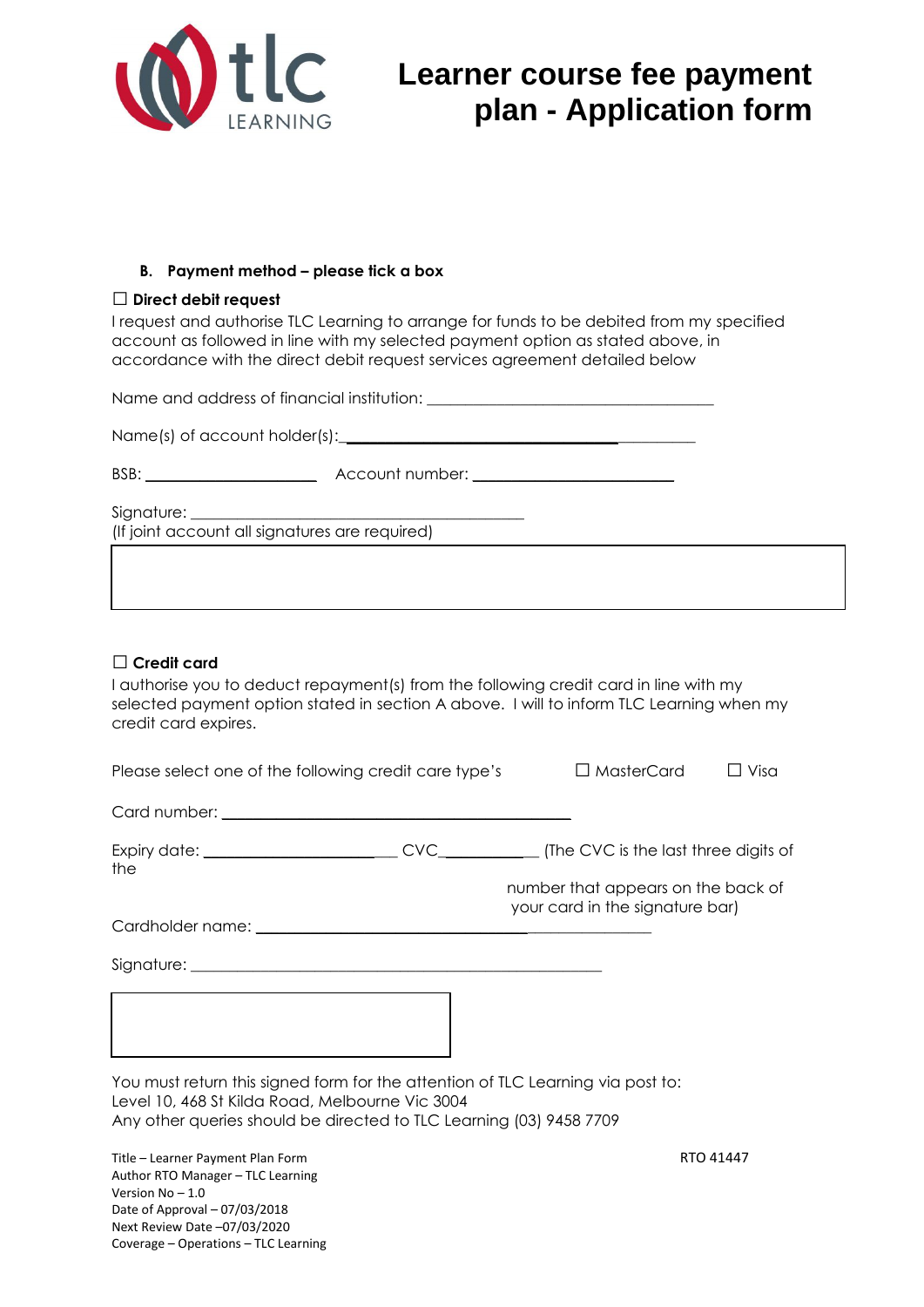# Learner course fee payment plan - Application form

**B. Payment method – please tick a box**

☐ **Direct debit request**

I request and authorise TLC Learning to arrange for funds to be debited from my specified account as followed in line with my selected payment option as stated above, in accordance with the direct debit request services agreement detailed below

Name and address of financial institution: ___________________________________

Name(s) of account holder(s):________________________________________________

BSB: ____________________ Account number: ________________________

Signature: _________________________________________
(If joint account all signatures are required)

☐ **Credit card**

I authorise you to deduct repayment(s) from the following credit card in line with my selected payment option stated in section A above. I will to inform TLC Learning when my credit card expires.

Please select one of the following credit care type's ☐ MasterCard ☐ Visa

Card number: ___________________________________________

Expiry date: _________________________ CVC______________ (The CVC is the last three digits of the number that appears on the back of your card in the signature bar)

Cardholder name: ________________________________________________

Signature: ___________________________________________________

You must return this signed form for the attention of TLC Learning via post to:
Level 10, 468 St Kilda Road, Melbourne Vic 3004
Any other queries should be directed to TLC Learning (03) 9458 7709

Title – Learner Payment Plan Form
Author RTO Manager – TLC Learning
Version No – 1.0
Date of Approval – 07/03/2018
Next Review Date –07/03/2020
Coverage – Operations – TLC Learning

RTO 41447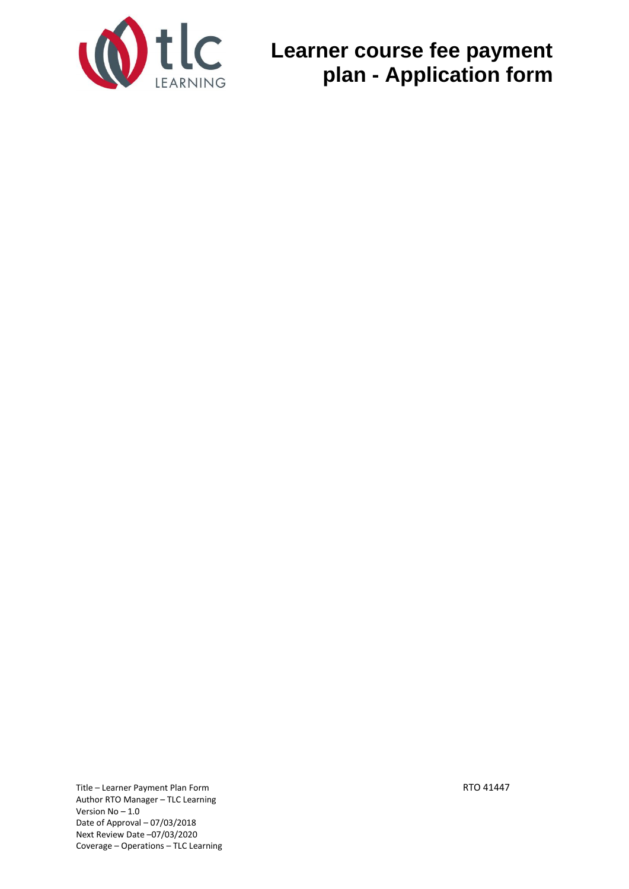# Learner course fee payment plan - Application form

Title – Learner Payment Plan Form
Author RTO Manager – TLC Learning
Version No – 1.0
Date of Approval – 07/03/2018
Next Review Date –07/03/2020
Coverage – Operations – TLC Learning

RTO 41447